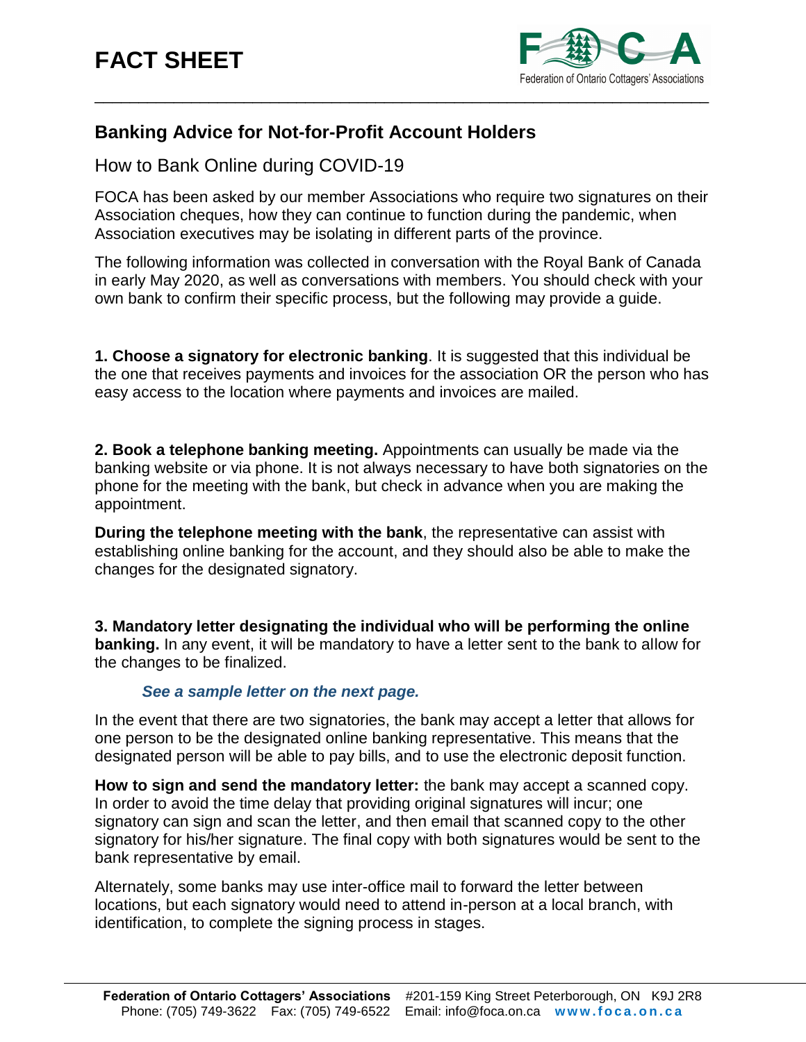# FACT SHEET

## Banking Advice for Not-for-Profit Account Holders

### How to Bank Online during COVID-19

FOCA has been asked by our member Associations who require two signatures on their Association cheques, how they can continue to function during the pandemic, when Association executives may be isolating in different parts of the province.

The following information was collected in conversation with the Royal Bank of Canada in early May 2020, as well as conversations with members. You should check with your own bank to confirm their specific process, but the following may provide a guide.

**1. Choose a signatory for electronic banking**. It is suggested that this individual be the one that receives payments and invoices for the association OR the person who has easy access to the location where payments and invoices are mailed.

**2. Book a telephone banking meeting.** Appointments can usually be made via the banking website or via phone. It is not always necessary to have both signatories on the phone for the meeting with the bank, but check in advance when you are making the appointment.

**During the telephone meeting with the bank**, the representative can assist with establishing online banking for the account, and they should also be able to make the changes for the designated signatory.

**3. Mandatory letter designating the individual who will be performing the online banking.** In any event, it will be mandatory to have a letter sent to the bank to allow for the changes to be finalized.

***See a sample letter on the next page.***

In the event that there are two signatories, the bank may accept a letter that allows for one person to be the designated online banking representative. This means that the designated person will be able to pay bills, and to use the electronic deposit function.

**How to sign and send the mandatory letter:** the bank may accept a scanned copy. In order to avoid the time delay that providing original signatures will incur; one signatory can sign and scan the letter, and then email that scanned copy to the other signatory for his/her signature. The final copy with both signatures would be sent to the bank representative by email.

Alternately, some banks may use inter-office mail to forward the letter between locations, but each signatory would need to attend in-person at a local branch, with identification, to complete the signing process in stages.

**Federation of Ontario Cottagers' Associations** #201-159 King Street Peterborough, ON K9J 2R8
Phone: (705) 749-3622 Fax: (705) 749-6522 Email: info@foca.on.ca **www.foca.on.ca**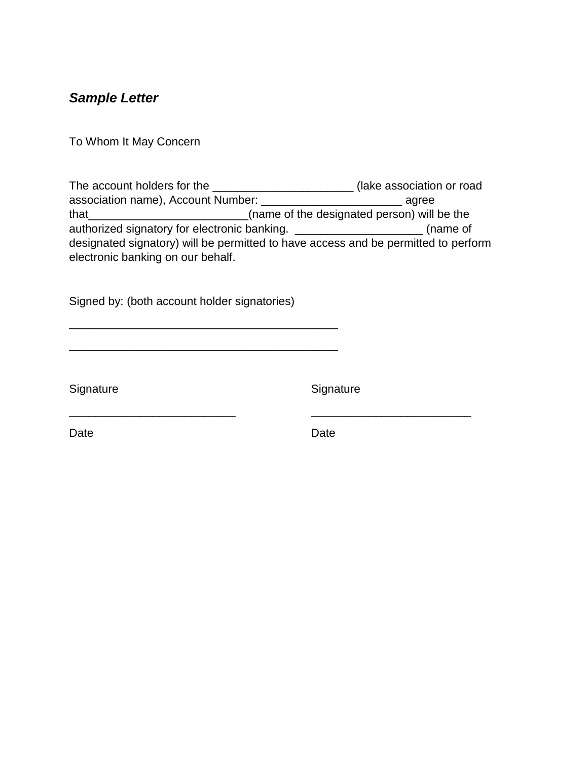***Sample Letter***

To Whom It May Concern

The account holders for the ______________________ (lake association or road association name), Account Number: ______________________ agree that_________________________(name of the designated person) will be the authorized signatory for electronic banking. ____________________ (name of designated signatory) will be permitted to have access and be permitted to perform electronic banking on our behalf.

Signed by: (both account holder signatories)

__________________________________________

__________________________________________

| | |
|---|---|
| Signature | Signature |
| __________________________ | _________________________ |
| Date | Date |